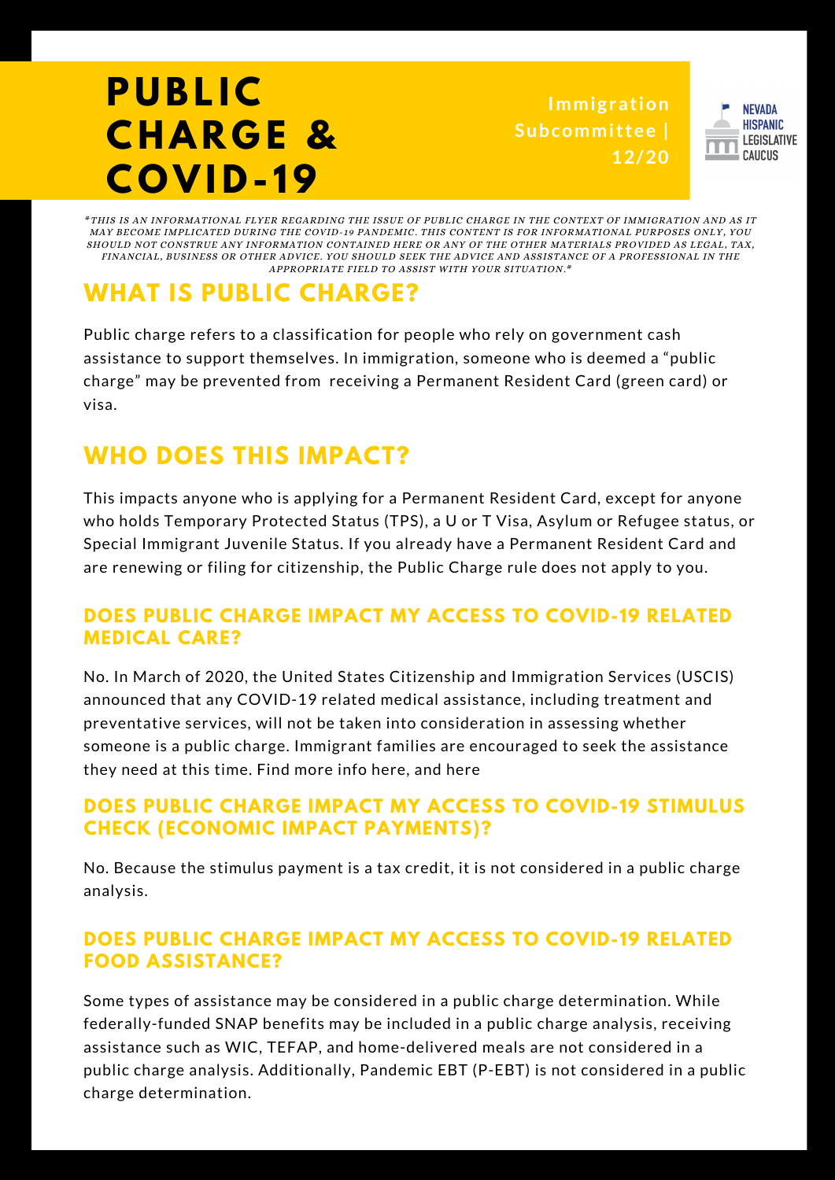# PUBLIC CHARGE & COVID-19

Immigration Subcommittee | 12/20

NEVADA HISPANIC LEGISLATIVE CAUCUS

*\*THIS IS AN INFORMATIONAL FLYER REGARDING THE ISSUE OF PUBLIC CHARGE IN THE CONTEXT OF IMMIGRATION AND AS IT MAY BECOME IMPLICATED DURING THE COVID-19 PANDEMIC. THIS CONTENT IS FOR INFORMATIONAL PURPOSES ONLY, YOU SHOULD NOT CONSTRUE ANY INFORMATION CONTAINED HERE OR ANY OF THE OTHER MATERIALS PROVIDED AS LEGAL, TAX, FINANCIAL, BUSINESS OR OTHER ADVICE. YOU SHOULD SEEK THE ADVICE AND ASSISTANCE OF A PROFESSIONAL IN THE APPROPRIATE FIELD TO ASSIST WITH YOUR SITUATION.\**

## WHAT IS PUBLIC CHARGE?

Public charge refers to a classification for people who rely on government cash assistance to support themselves. In immigration, someone who is deemed a "public charge" may be prevented from receiving a Permanent Resident Card (green card) or visa.

## WHO DOES THIS IMPACT?

This impacts anyone who is applying for a Permanent Resident Card, except for anyone who holds Temporary Protected Status (TPS), a U or T Visa, Asylum or Refugee status, or Special Immigrant Juvenile Status. If you already have a Permanent Resident Card and are renewing or filing for citizenship, the Public Charge rule does not apply to you.

### DOES PUBLIC CHARGE IMPACT MY ACCESS TO COVID-19 RELATED MEDICAL CARE?

No. In March of 2020, the United States Citizenship and Immigration Services (USCIS) announced that any COVID-19 related medical assistance, including treatment and preventative services, will not be taken into consideration in assessing whether someone is a public charge. Immigrant families are encouraged to seek the assistance they need at this time. Find more info here, and here

### DOES PUBLIC CHARGE IMPACT MY ACCESS TO COVID-19 STIMULUS CHECK (ECONOMIC IMPACT PAYMENTS)?

No. Because the stimulus payment is a tax credit, it is not considered in a public charge analysis.

### DOES PUBLIC CHARGE IMPACT MY ACCESS TO COVID-19 RELATED FOOD ASSISTANCE?

Some types of assistance may be considered in a public charge determination. While federally-funded SNAP benefits may be included in a public charge analysis, receiving assistance such as WIC, TEFAP, and home-delivered meals are not considered in a public charge analysis. Additionally, Pandemic EBT (P-EBT) is not considered in a public charge determination.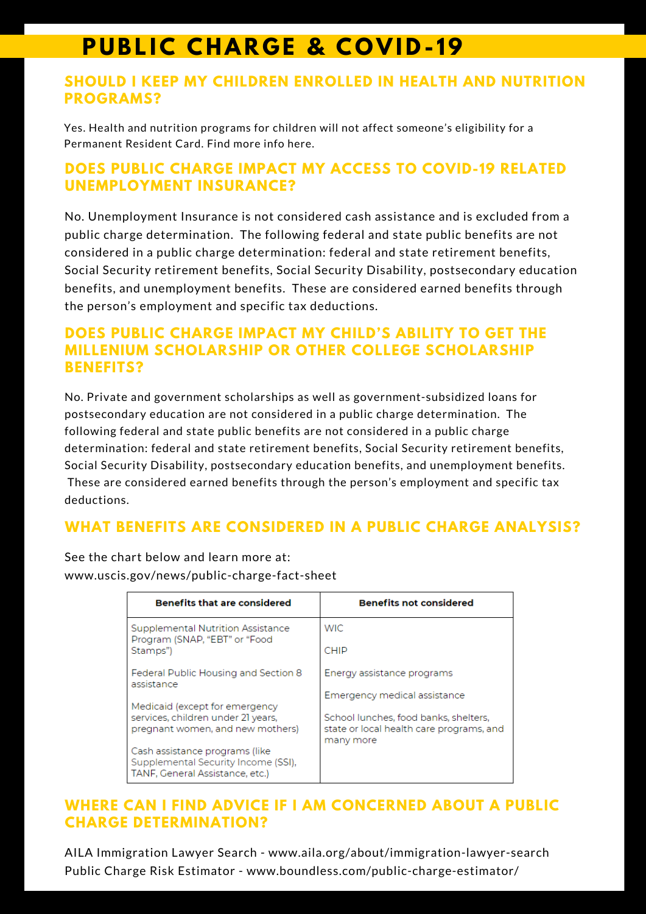# PUBLIC CHARGE & COVID-19

## SHOULD I KEEP MY CHILDREN ENROLLED IN HEALTH AND NUTRITION PROGRAMS?

Yes. Health and nutrition programs for children will not affect someone's eligibility for a Permanent Resident Card. Find more info here.

## DOES PUBLIC CHARGE IMPACT MY ACCESS TO COVID-19 RELATED UNEMPLOYMENT INSURANCE?

No. Unemployment Insurance is not considered cash assistance and is excluded from a public charge determination. The following federal and state public benefits are not considered in a public charge determination: federal and state retirement benefits, Social Security retirement benefits, Social Security Disability, postsecondary education benefits, and unemployment benefits. These are considered earned benefits through the person's employment and specific tax deductions.

## DOES PUBLIC CHARGE IMPACT MY CHILD'S ABILITY TO GET THE MILLENIUM SCHOLARSHIP OR OTHER COLLEGE SCHOLARSHIP BENEFITS?

No. Private and government scholarships as well as government-subsidized loans for postsecondary education are not considered in a public charge determination. The following federal and state public benefits are not considered in a public charge determination: federal and state retirement benefits, Social Security retirement benefits, Social Security Disability, postsecondary education benefits, and unemployment benefits. These are considered earned benefits through the person's employment and specific tax deductions.

## WHAT BENEFITS ARE CONSIDERED IN A PUBLIC CHARGE ANALYSIS?

See the chart below and learn more at:
www.uscis.gov/news/public-charge-fact-sheet

| Benefits that are considered | Benefits not considered |
|---|---|
| Supplemental Nutrition Assistance Program (SNAP, "EBT" or "Food Stamps") | WIC |
| Federal Public Housing and Section 8 assistance | CHIP |
| Medicaid (except for emergency services, children under 21 years, pregnant women, and new mothers) | Energy assistance programs |
| Cash assistance programs (like Supplemental Security Income (SSI), TANF, General Assistance, etc.) | Emergency medical assistance |
| | School lunches, food banks, shelters, state or local health care programs, and many more |

## WHERE CAN I FIND ADVICE IF I AM CONCERNED ABOUT A PUBLIC CHARGE DETERMINATION?

AILA Immigration Lawyer Search - www.aila.org/about/immigration-lawyer-search
Public Charge Risk Estimator - www.boundless.com/public-charge-estimator/